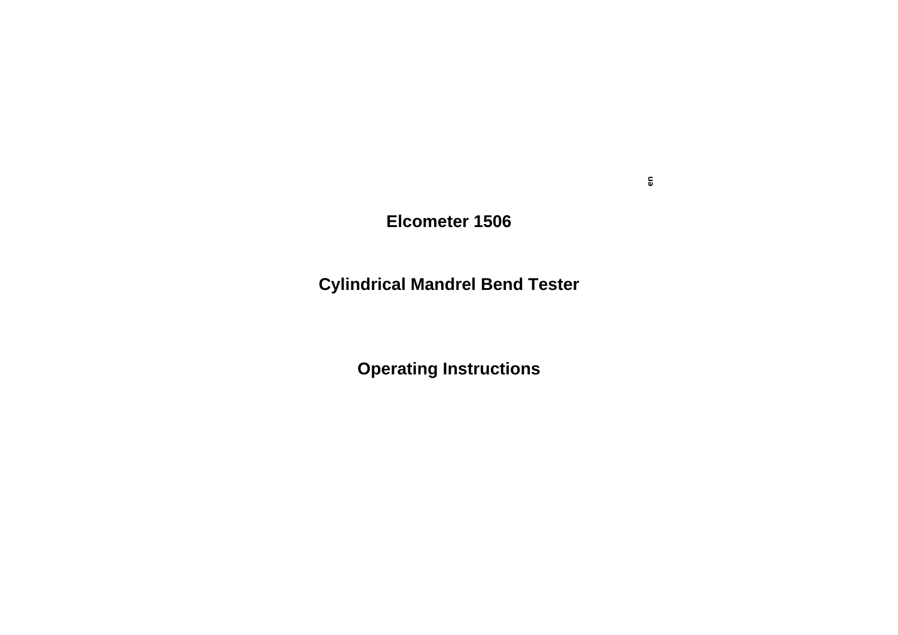en

# Elcometer 1506

## Cylindrical Mandrel Bend Tester

## Operating Instructions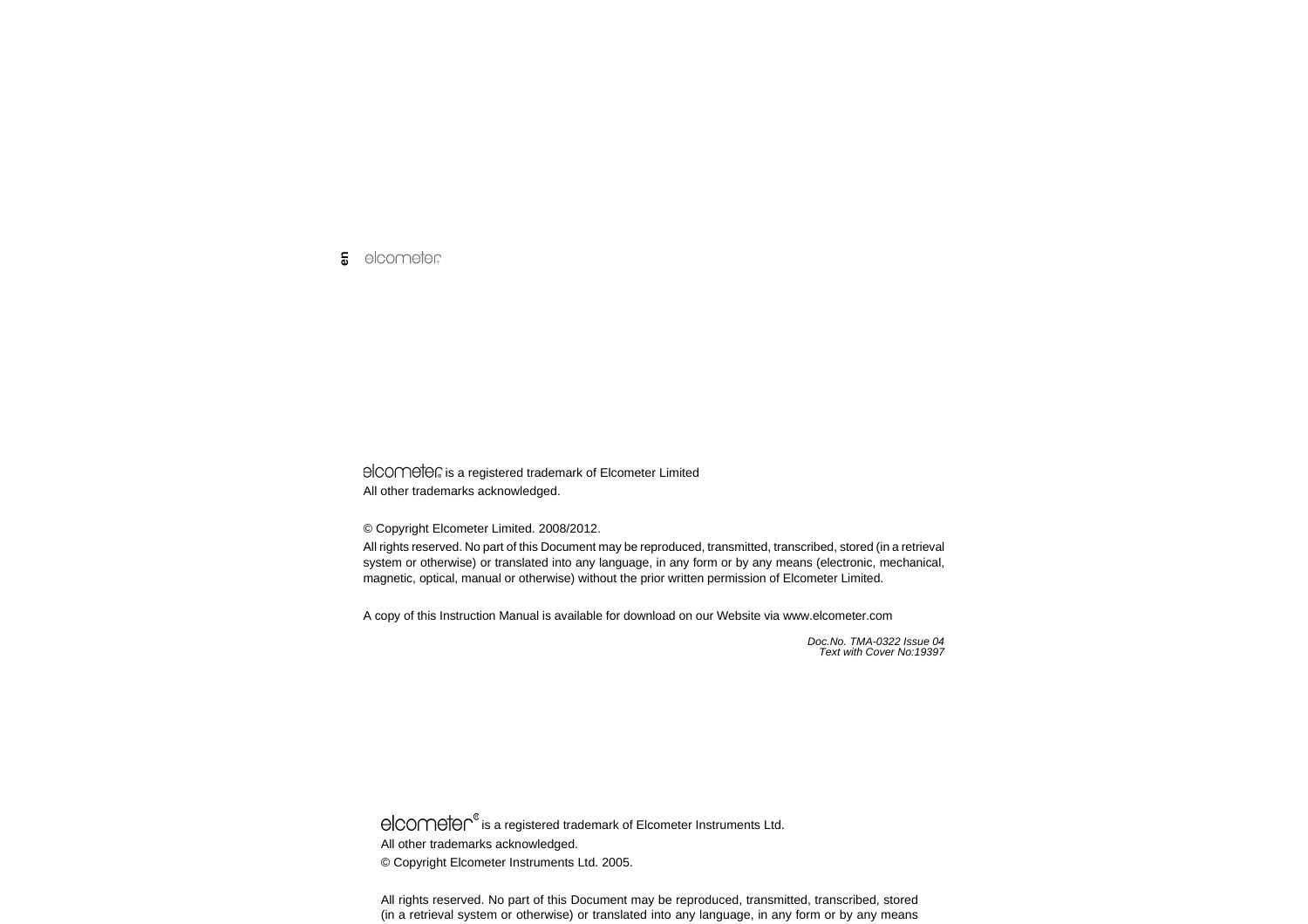elcometer is a registered trademark of Elcometer Limited

All other trademarks acknowledged.

© Copyright Elcometer Limited. 2008/2012.

All rights reserved. No part of this Document may be reproduced, transmitted, transcribed, stored (in a retrieval system or otherwise) or translated into any language, in any form or by any means (electronic, mechanical, magnetic, optical, manual or otherwise) without the prior written permission of Elcometer Limited.

A copy of this Instruction Manual is available for download on our Website via www.elcometer.com

*Doc.No. TMA-0322 Issue 04*
*Text with Cover No:19397*

elcometer® is a registered trademark of Elcometer Instruments Ltd.

All other trademarks acknowledged.

© Copyright Elcometer Instruments Ltd. 2005.

All rights reserved. No part of this Document may be reproduced, transmitted, transcribed, stored (in a retrieval system or otherwise) or translated into any language, in any form or by any means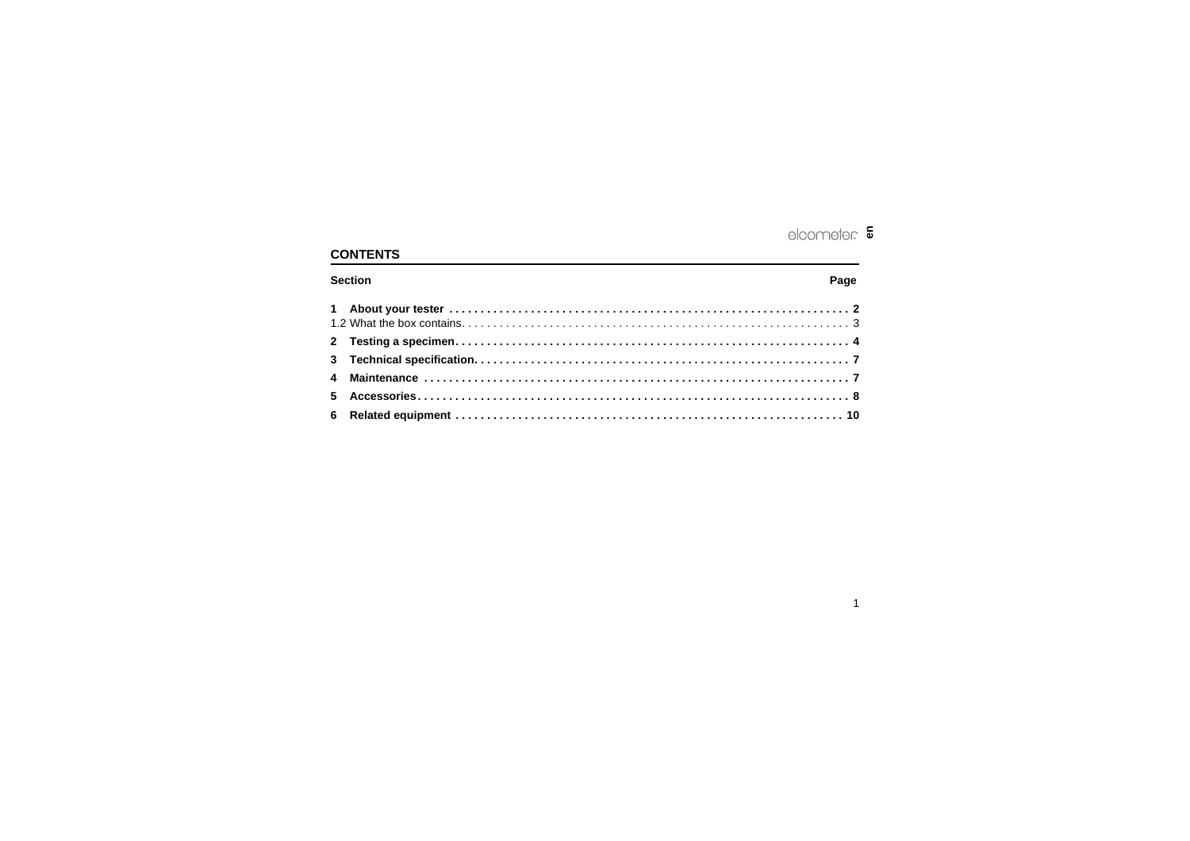## CONTENTS

| Section | Page |
| --- | --- |
| **1 About your tester** | **2** |
| 1.2 What the box contains | 3 |
| **2 Testing a specimen** | **4** |
| **3 Technical specification** | **7** |
| **4 Maintenance** | **7** |
| **5 Accessories** | **8** |
| **6 Related equipment** | **10** |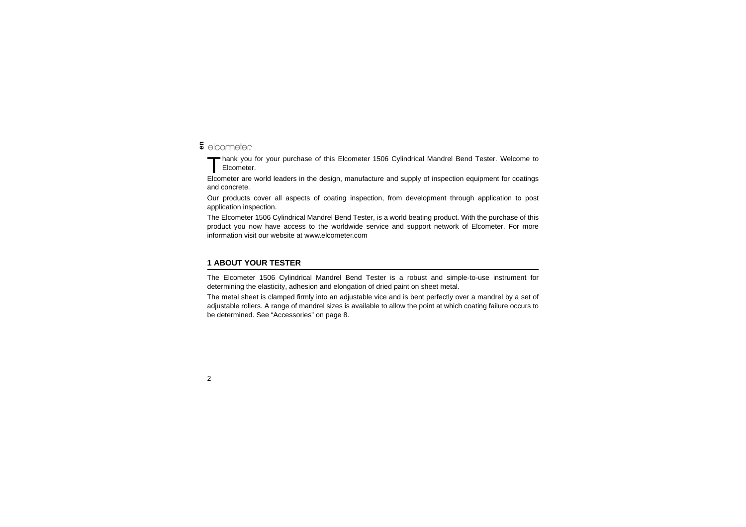Thank you for your purchase of this Elcometer 1506 Cylindrical Mandrel Bend Tester. Welcome to Elcometer.

Elcometer are world leaders in the design, manufacture and supply of inspection equipment for coatings and concrete.

Our products cover all aspects of coating inspection, from development through application to post application inspection.

The Elcometer 1506 Cylindrical Mandrel Bend Tester, is a world beating product. With the purchase of this product you now have access to the worldwide service and support network of Elcometer. For more information visit our website at www.elcometer.com

## 1 ABOUT YOUR TESTER

The Elcometer 1506 Cylindrical Mandrel Bend Tester is a robust and simple-to-use instrument for determining the elasticity, adhesion and elongation of dried paint on sheet metal.

The metal sheet is clamped firmly into an adjustable vice and is bent perfectly over a mandrel by a set of adjustable rollers. A range of mandrel sizes is available to allow the point at which coating failure occurs to be determined. See "Accessories" on page 8.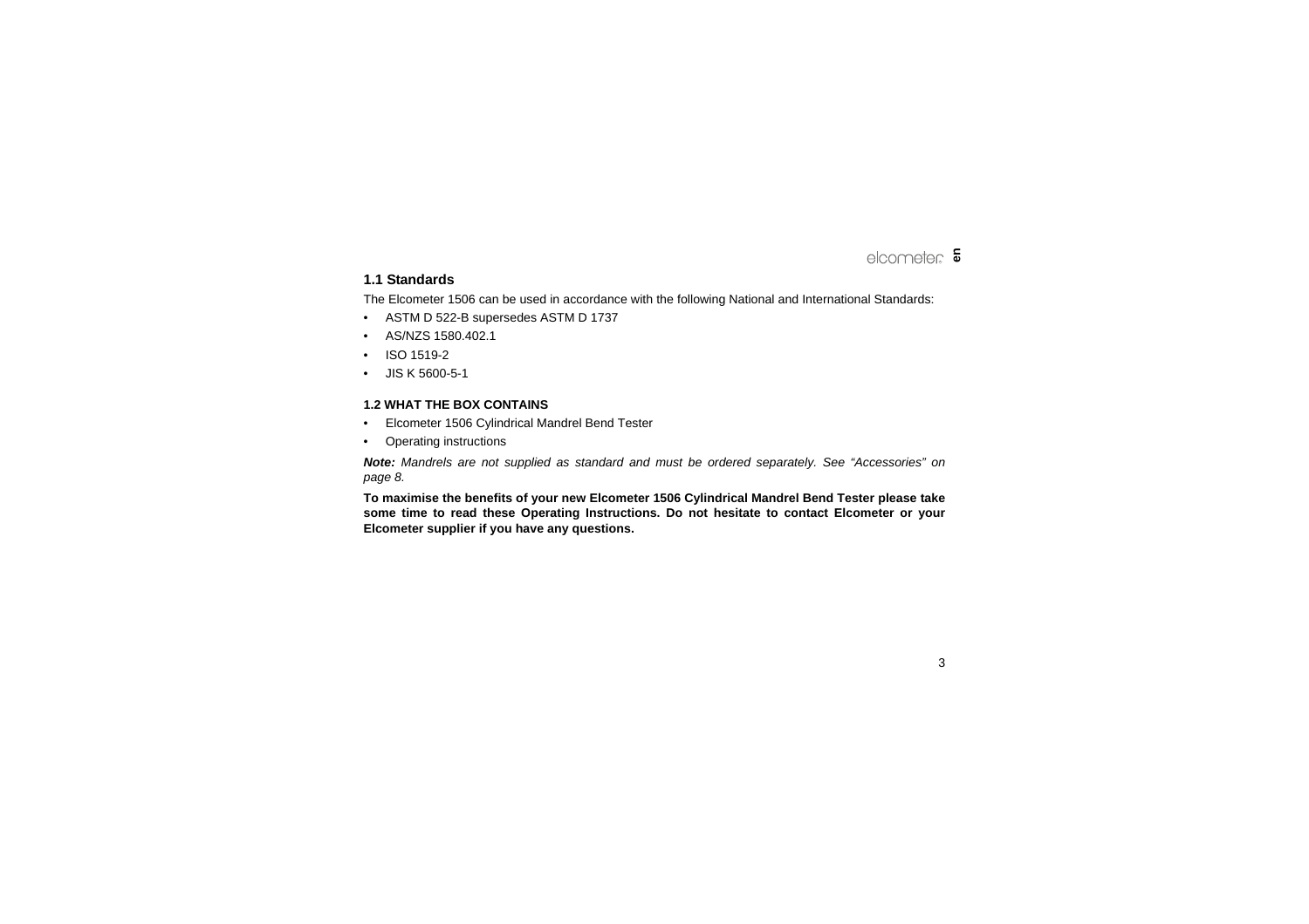## 1.1 Standards

The Elcometer 1506 can be used in accordance with the following National and International Standards:

- ASTM D 522-B supersedes ASTM D 1737
- AS/NZS 1580.402.1
- ISO 1519-2
- JIS K 5600-5-1

### 1.2 WHAT THE BOX CONTAINS

- Elcometer 1506 Cylindrical Mandrel Bend Tester
- Operating instructions

***Note:*** *Mandrels are not supplied as standard and must be ordered separately. See "Accessories" on page 8.*

**To maximise the benefits of your new Elcometer 1506 Cylindrical Mandrel Bend Tester please take some time to read these Operating Instructions. Do not hesitate to contact Elcometer or your Elcometer supplier if you have any questions.**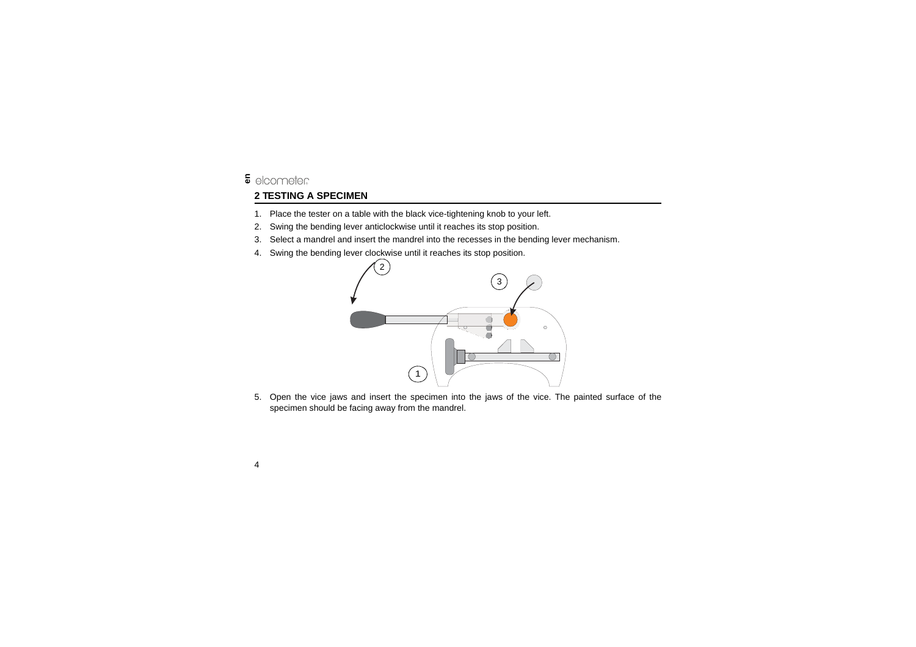## 2 TESTING A SPECIMEN

1. Place the tester on a table with the black vice-tightening knob to your left.
2. Swing the bending lever anticlockwise until it reaches its stop position.
3. Select a mandrel and insert the mandrel into the recesses in the bending lever mechanism.
4. Swing the bending lever clockwise until it reaches its stop position.
5. Open the vice jaws and insert the specimen into the jaws of the vice. The painted surface of the specimen should be facing away from the mandrel.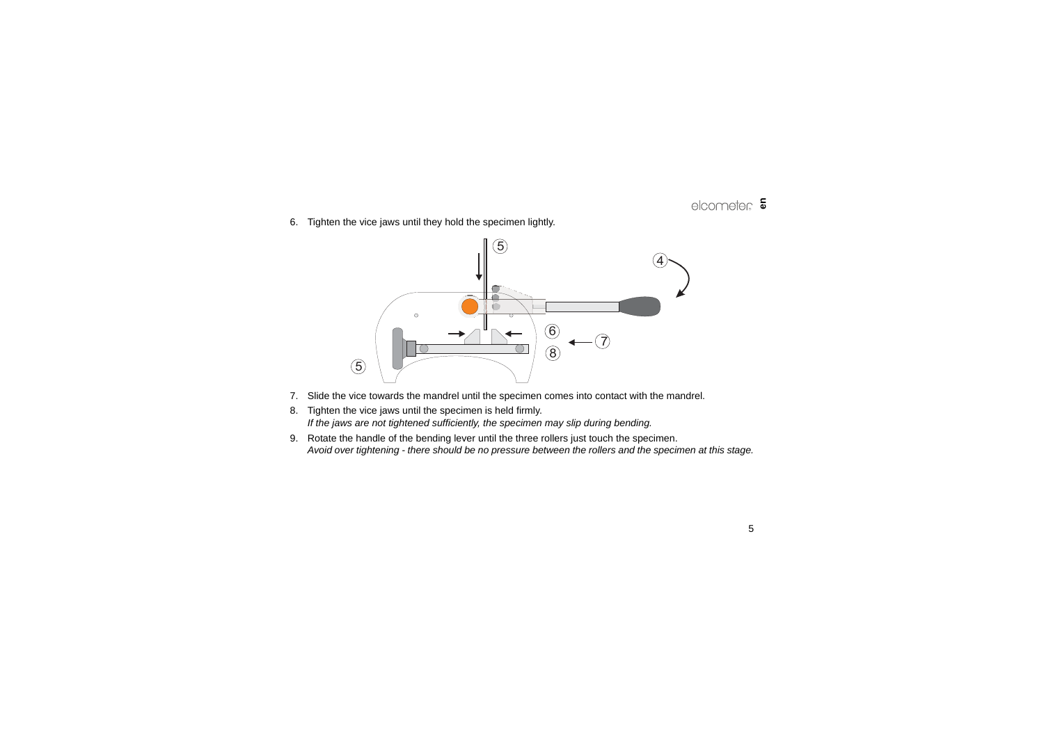6. Tighten the vice jaws until they hold the specimen lightly.

7. Slide the vice towards the mandrel until the specimen comes into contact with the mandrel.
8. Tighten the vice jaws until the specimen is held firmly.
   *If the jaws are not tightened sufficiently, the specimen may slip during bending.*
9. Rotate the handle of the bending lever until the three rollers just touch the specimen.
   *Avoid over tightening - there should be no pressure between the rollers and the specimen at this stage.*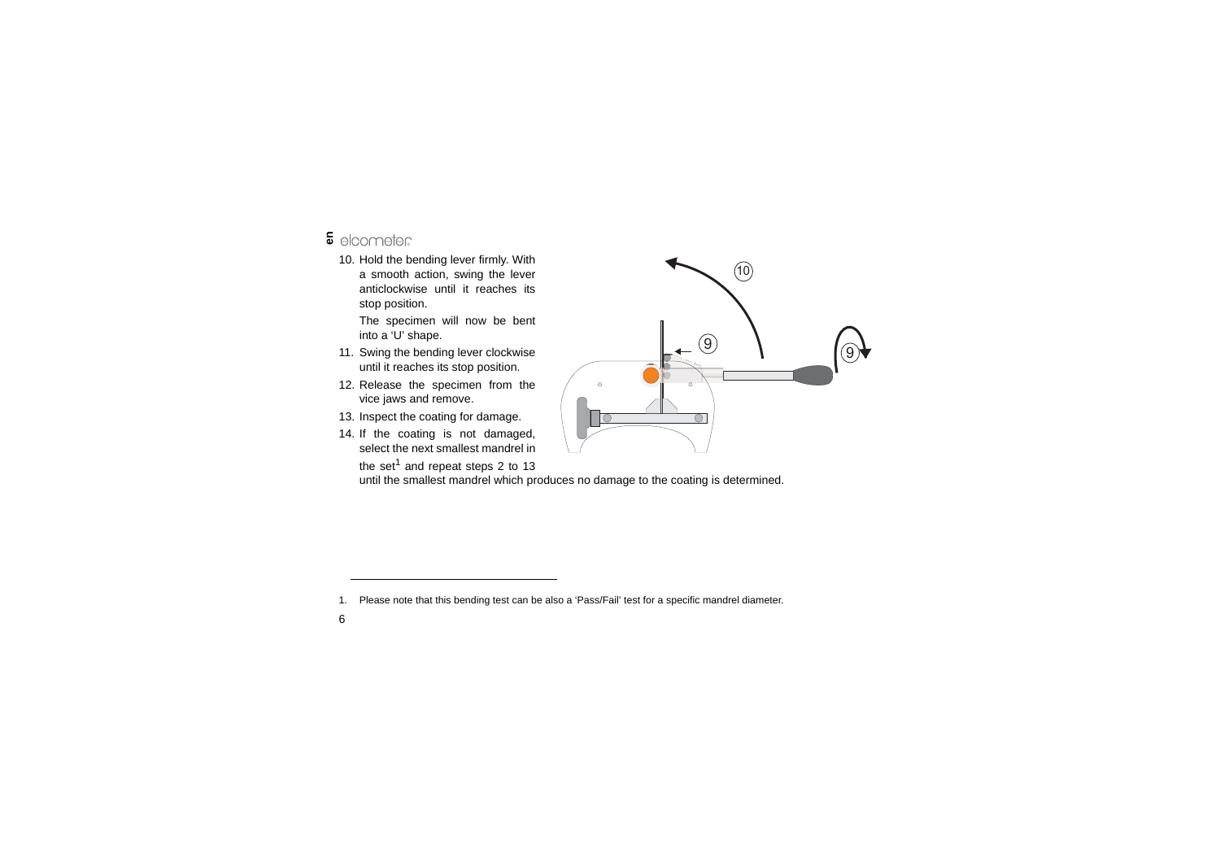10. Hold the bending lever firmly. With a smooth action, swing the lever anticlockwise until it reaches its stop position.

    The specimen will now be bent into a ‘U’ shape.

11. Swing the bending lever clockwise until it reaches its stop position.
12. Release the specimen from the vice jaws and remove.
13. Inspect the coating for damage.
14. If the coating is not damaged, select the next smallest mandrel in the set[1] and repeat steps 2 to 13 until the smallest mandrel which produces no damage to the coating is determined.

---

1. Please note that this bending test can be also a ‘Pass/Fail’ test for a specific mandrel diameter.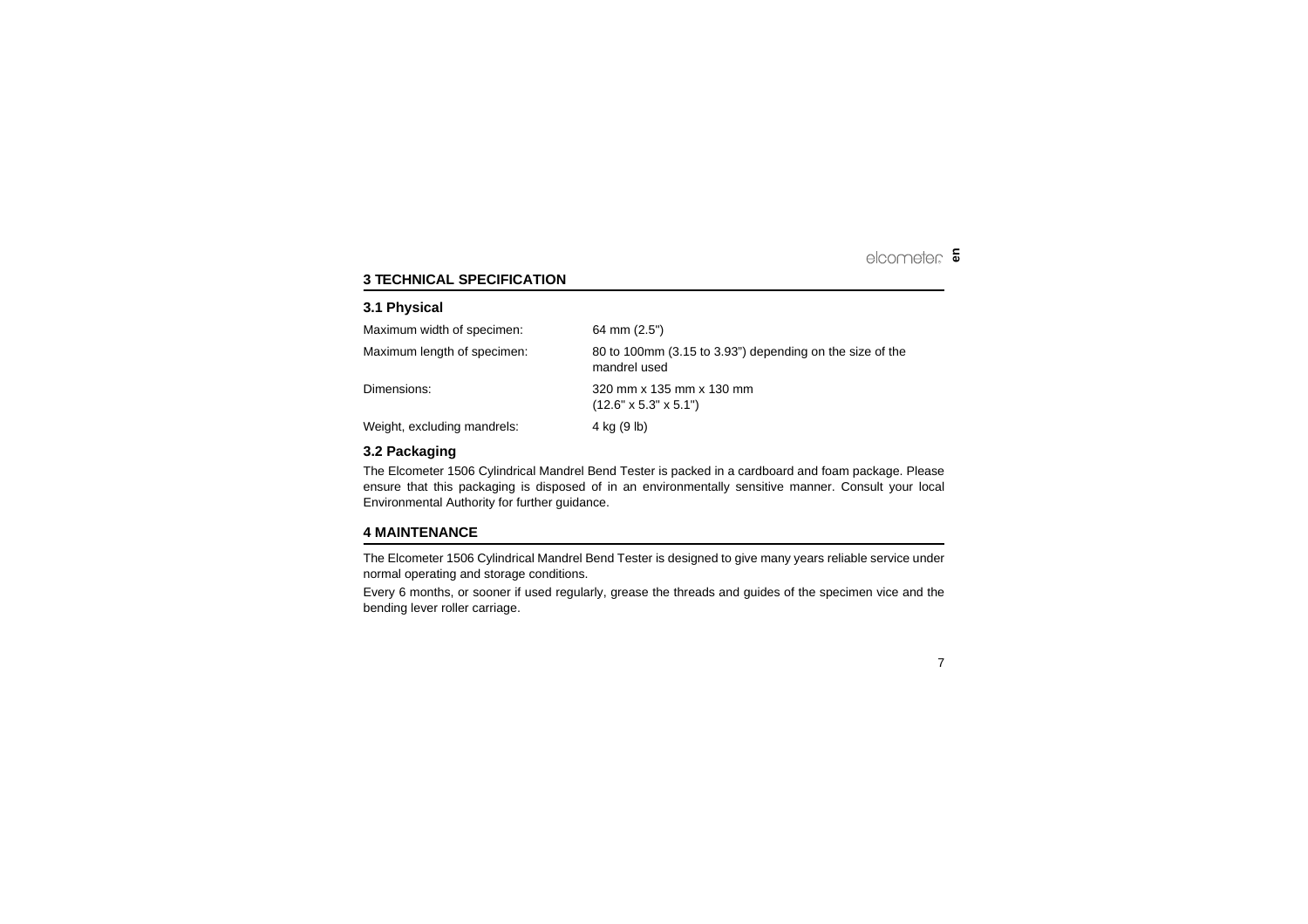## 3 TECHNICAL SPECIFICATION

### 3.1 Physical

| | |
|---|---|
| Maximum width of specimen: | 64 mm (2.5") |
| Maximum length of specimen: | 80 to 100mm (3.15 to 3.93") depending on the size of the mandrel used |
| Dimensions: | 320 mm x 135 mm x 130 mm (12.6" x 5.3" x 5.1") |
| Weight, excluding mandrels: | 4 kg (9 lb) |

### 3.2 Packaging

The Elcometer 1506 Cylindrical Mandrel Bend Tester is packed in a cardboard and foam package. Please ensure that this packaging is disposed of in an environmentally sensitive manner. Consult your local Environmental Authority for further guidance.

## 4 MAINTENANCE

The Elcometer 1506 Cylindrical Mandrel Bend Tester is designed to give many years reliable service under normal operating and storage conditions.

Every 6 months, or sooner if used regularly, grease the threads and guides of the specimen vice and the bending lever roller carriage.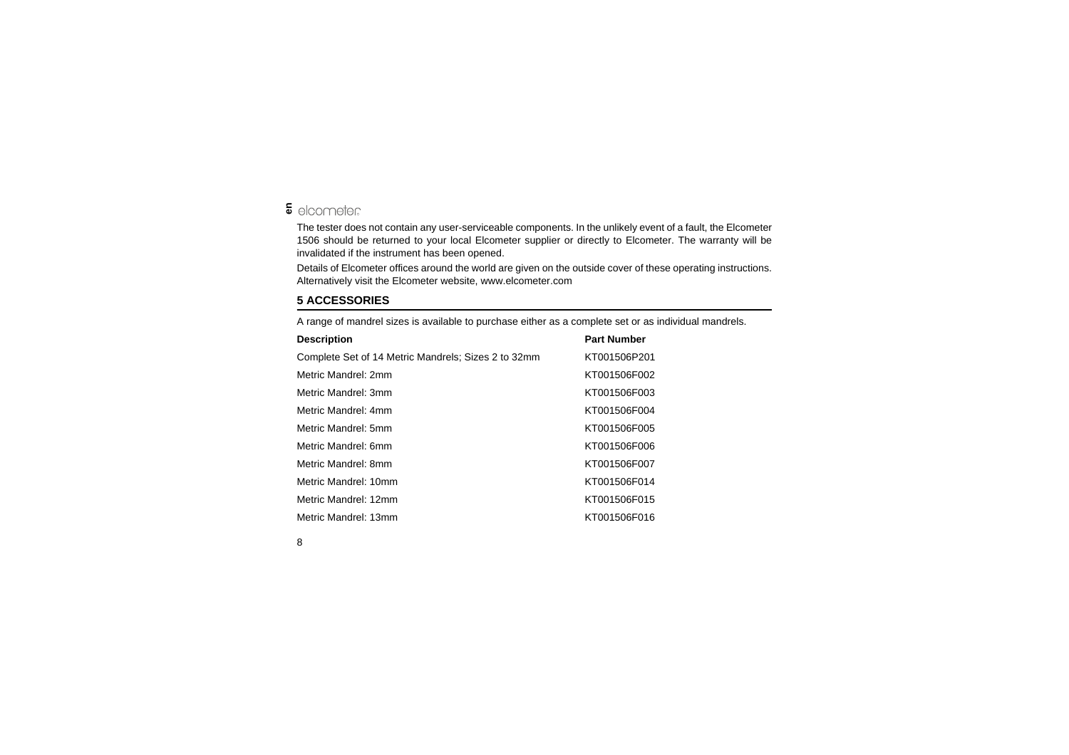The tester does not contain any user-serviceable components. In the unlikely event of a fault, the Elcometer 1506 should be returned to your local Elcometer supplier or directly to Elcometer. The warranty will be invalidated if the instrument has been opened.

Details of Elcometer offices around the world are given on the outside cover of these operating instructions. Alternatively visit the Elcometer website, www.elcometer.com

## 5 ACCESSORIES

A range of mandrel sizes is available to purchase either as a complete set or as individual mandrels.

| Description | Part Number |
|---|---|
| Complete Set of 14 Metric Mandrels; Sizes 2 to 32mm | KT001506P201 |
| Metric Mandrel: 2mm | KT001506F002 |
| Metric Mandrel: 3mm | KT001506F003 |
| Metric Mandrel: 4mm | KT001506F004 |
| Metric Mandrel: 5mm | KT001506F005 |
| Metric Mandrel: 6mm | KT001506F006 |
| Metric Mandrel: 8mm | KT001506F007 |
| Metric Mandrel: 10mm | KT001506F014 |
| Metric Mandrel: 12mm | KT001506F015 |
| Metric Mandrel: 13mm | KT001506F016 |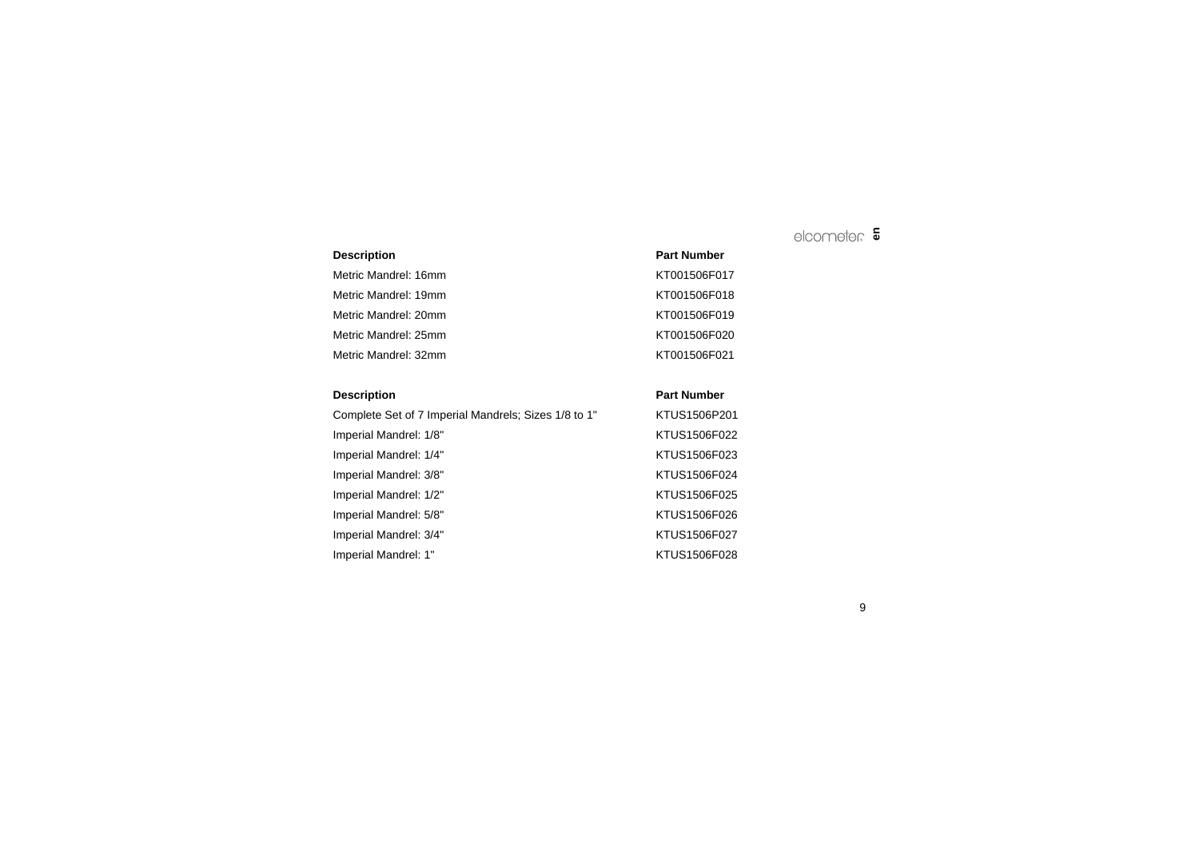| Description | Part Number |
|---|---|
| Metric Mandrel: 16mm | KT001506F017 |
| Metric Mandrel: 19mm | KT001506F018 |
| Metric Mandrel: 20mm | KT001506F019 |
| Metric Mandrel: 25mm | KT001506F020 |
| Metric Mandrel: 32mm | KT001506F021 |

| Description | Part Number |
|---|---|
| Complete Set of 7 Imperial Mandrels; Sizes 1/8 to 1" | KTUS1506P201 |
| Imperial Mandrel: 1/8" | KTUS1506F022 |
| Imperial Mandrel: 1/4" | KTUS1506F023 |
| Imperial Mandrel: 3/8" | KTUS1506F024 |
| Imperial Mandrel: 1/2" | KTUS1506F025 |
| Imperial Mandrel: 5/8" | KTUS1506F026 |
| Imperial Mandrel: 3/4" | KTUS1506F027 |
| Imperial Mandrel: 1" | KTUS1506F028 |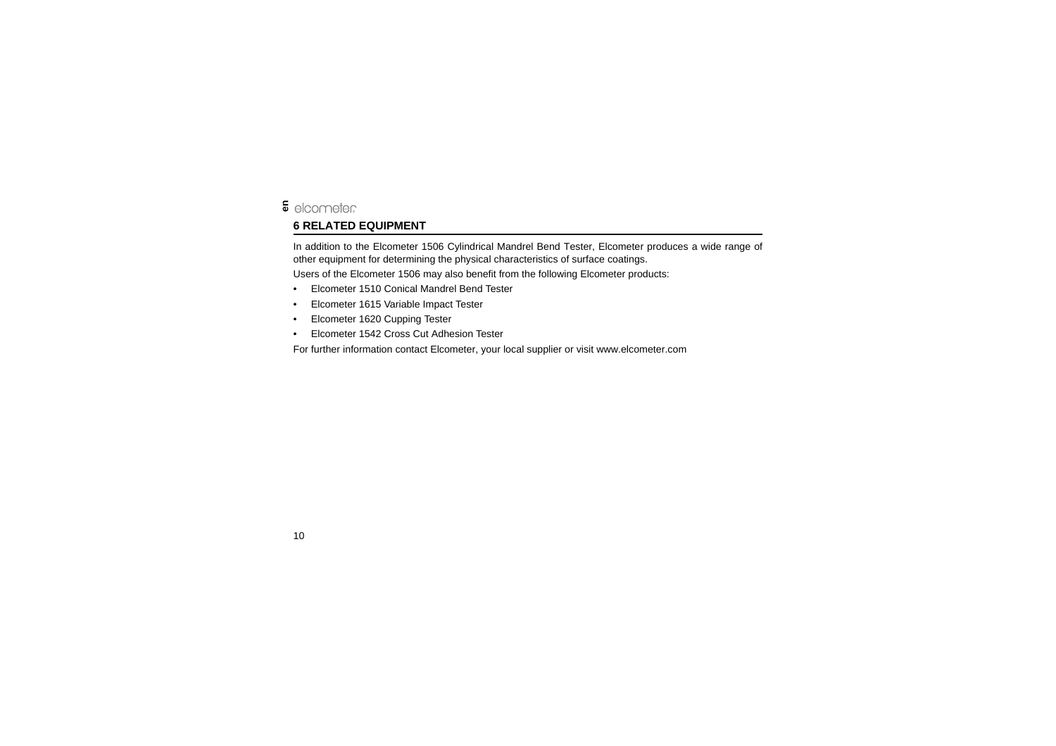## 6 RELATED EQUIPMENT

In addition to the Elcometer 1506 Cylindrical Mandrel Bend Tester, Elcometer produces a wide range of other equipment for determining the physical characteristics of surface coatings.

Users of the Elcometer 1506 may also benefit from the following Elcometer products:

- Elcometer 1510 Conical Mandrel Bend Tester
- Elcometer 1615 Variable Impact Tester
- Elcometer 1620 Cupping Tester
- Elcometer 1542 Cross Cut Adhesion Tester

For further information contact Elcometer, your local supplier or visit www.elcometer.com